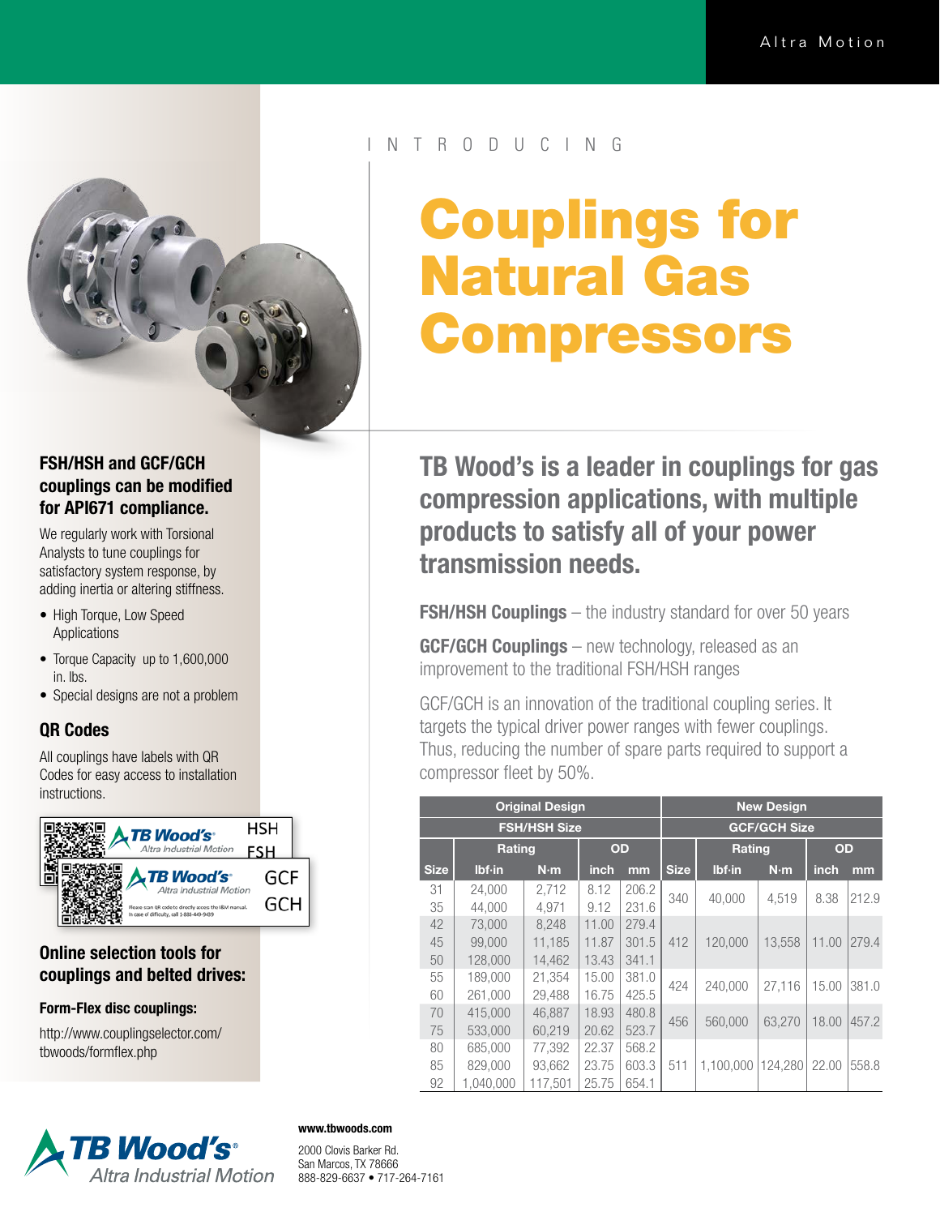Altra Motion

INTRODUCING

# Couplings for Natural Gas Compressors

## TB Wood's is a leader in couplings for gas compression applications, with multiple products to satisfy all of your power transmission needs.

**FSH/HSH Couplings** – the industry standard for over 50 years

**GCF/GCH Couplings** – new technology, released as an improvement to the traditional FSH/HSH ranges

GCF/GCH is an innovation of the traditional coupling series. It targets the typical driver power ranges with fewer couplings. Thus, reducing the number of spare parts required to support a compressor fleet by 50%.

| Original Design | | | | | New Design | | | | |
|---|---|---|---|---|---|---|---|---|---|
| FSH/HSH Size | | | | | GCF/GCH Size | | | | |
| | Rating | | OD | | | Rating | | OD | |
| Size | lbf·in | N·m | inch | mm | Size | lbf·in | N·m | inch | mm |
| 31 | 24,000 | 2,712 | 8.12 | 206.2 | 340 | 40,000 | 4,519 | 8.38 | 212.9 |
| 35 | 44,000 | 4,971 | 9.12 | 231.6 | | | | | |
| 42 | 73,000 | 8,248 | 11.00 | 279.4 | 412 | 120,000 | 13,558 | 11.00 | 279.4 |
| 45 | 99,000 | 11,185 | 11.87 | 301.5 | | | | | |
| 50 | 128,000 | 14,462 | 13.43 | 341.1 | | | | | |
| 55 | 189,000 | 21,354 | 15.00 | 381.0 | 424 | 240,000 | 27,116 | 15.00 | 381.0 |
| 60 | 261,000 | 29,488 | 16.75 | 425.5 | | | | | |
| 70 | 415,000 | 46,887 | 18.93 | 480.8 | 456 | 560,000 | 63,270 | 18.00 | 457.2 |
| 75 | 533,000 | 60,219 | 20.62 | 523.7 | | | | | |
| 80 | 685,000 | 77,392 | 22.37 | 568.2 | 511 | 1,100,000 | 124,280 | 22.00 | 558.8 |
| 85 | 829,000 | 93,662 | 23.75 | 603.3 | | | | | |
| 92 | 1,040,000 | 117,501 | 25.75 | 654.1 | | | | | |

### FSH/HSH and GCF/GCH couplings can be modified for API671 compliance.

We regularly work with Torsional Analysts to tune couplings for satisfactory system response, by adding inertia or altering stiffness.

- High Torque, Low Speed Applications
- Torque Capacity up to 1,600,000 in. lbs.
- Special designs are not a problem

### QR Codes

All couplings have labels with QR Codes for easy access to installation instructions.

TB Wood's Altra Industrial Motion HSH FSH

TB Wood's Altra Industrial Motion GCF GCH

Please scan QR code to directly access the I&M manual. In case of difficulty, call 1-888-449-9439

### Online selection tools for couplings and belted drives:

**Form-Flex disc couplings:**

http://www.couplingselector.com/tbwoods/formflex.php

TB Wood's Altra Industrial Motion

**www.tbwoods.com**

2000 Clovis Barker Rd.
San Marcos, TX 78666
888-829-6637 • 717-264-7161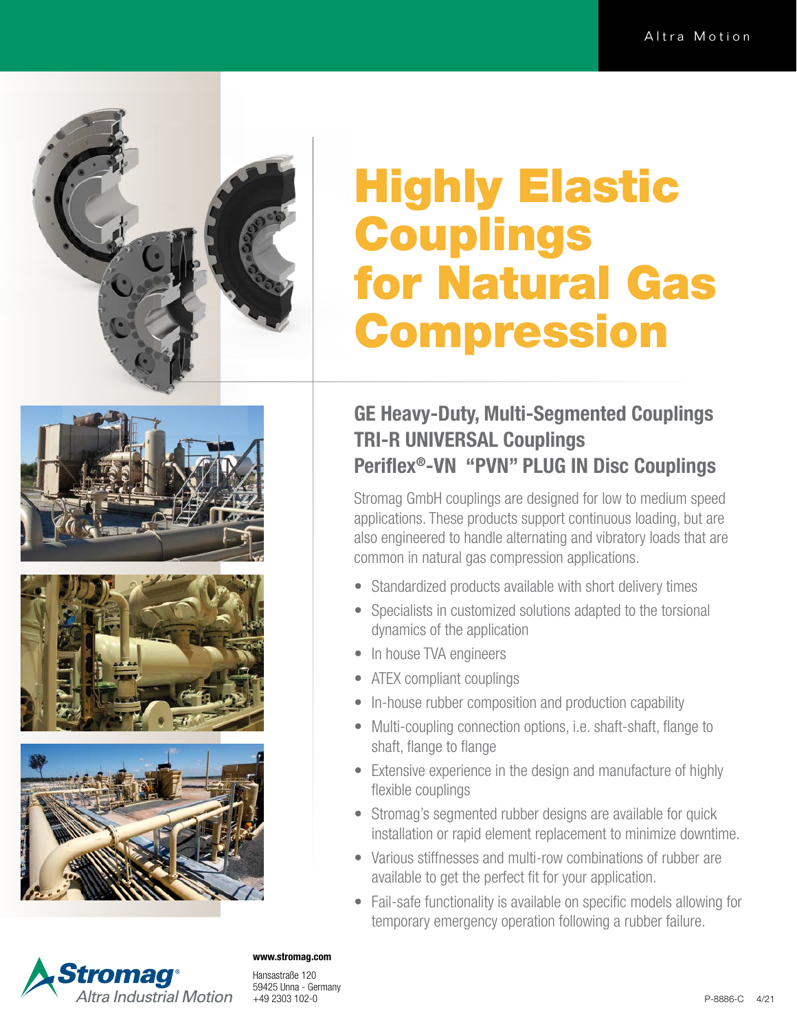Altra Motion

# Highly Elastic Couplings for Natural Gas Compression

## GE Heavy-Duty, Multi-Segmented Couplings
## TRI-R UNIVERSAL Couplings
## Periflex®-VN "PVN" PLUG IN Disc Couplings

Stromag GmbH couplings are designed for low to medium speed applications. These products support continuous loading, but are also engineered to handle alternating and vibratory loads that are common in natural gas compression applications.

- Standardized products available with short delivery times
- Specialists in customized solutions adapted to the torsional dynamics of the application
- In house TVA engineers
- ATEX compliant couplings
- In-house rubber composition and production capability
- Multi-coupling connection options, i.e. shaft-shaft, flange to shaft, flange to flange
- Extensive experience in the design and manufacture of highly flexible couplings
- Stromag's segmented rubber designs are available for quick installation or rapid element replacement to minimize downtime.
- Various stiffnesses and multi-row combinations of rubber are available to get the perfect fit for your application.
- Fail-safe functionality is available on specific models allowing for temporary emergency operation following a rubber failure.

Stromag®
Altra Industrial Motion

**www.stromag.com**

Hansastraße 120
59425 Unna - Germany
+49 2303 102-0

P-8886-C 4/21